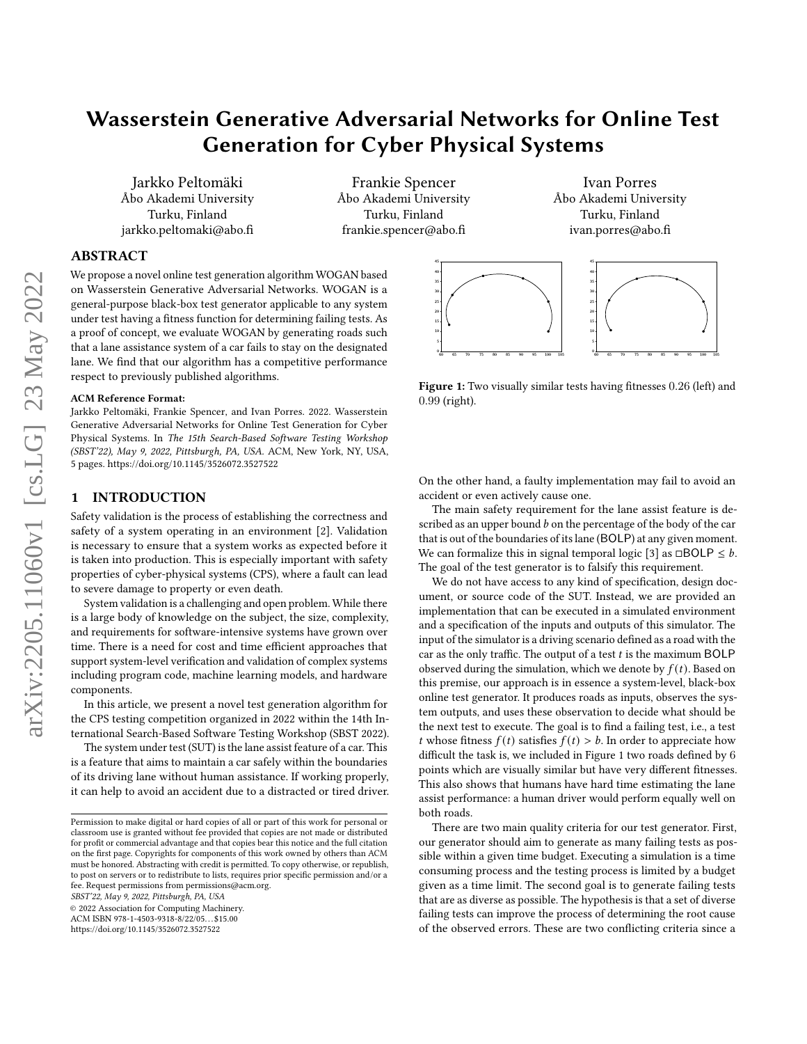# Wasserstein Generative Adversarial Networks for Online Test Generation for Cyber Physical Systems

Jarkko Peltomäki
Åbo Akademi University
Turku, Finland
jarkko.peltomaki@abo.fi

Frankie Spencer
Åbo Akademi University
Turku, Finland
frankie.spencer@abo.fi

Ivan Porres
Åbo Akademi University
Turku, Finland
ivan.porres@abo.fi

## ABSTRACT

We propose a novel online test generation algorithm WOGAN based on Wasserstein Generative Adversarial Networks. WOGAN is a general-purpose black-box test generator applicable to any system under test having a fitness function for determining failing tests. As a proof of concept, we evaluate WOGAN by generating roads such that a lane assistance system of a car fails to stay on the designated lane. We find that our algorithm has a competitive performance respect to previously published algorithms.

**ACM Reference Format:**
Jarkko Peltomäki, Frankie Spencer, and Ivan Porres. 2022. Wasserstein Generative Adversarial Networks for Online Test Generation for Cyber Physical Systems. In *The 15th Search-Based Software Testing Workshop (SBST'22), May 9, 2022, Pittsburgh, PA, USA.* ACM, New York, NY, USA, 5 pages. https://doi.org/10.1145/3526072.3527522

## 1 INTRODUCTION

Safety validation is the process of establishing the correctness and safety of a system operating in an environment [2]. Validation is necessary to ensure that a system works as expected before it is taken into production. This is especially important with safety properties of cyber-physical systems (CPS), where a fault can lead to severe damage to property or even death.

System validation is a challenging and open problem. While there is a large body of knowledge on the subject, the size, complexity, and requirements for software-intensive systems have grown over time. There is a need for cost and time efficient approaches that support system-level verification and validation of complex systems including program code, machine learning models, and hardware components.

In this article, we present a novel test generation algorithm for the CPS testing competition organized in 2022 within the 14th International Search-Based Software Testing Workshop (SBST 2022).

The system under test (SUT) is the lane assist feature of a car. This is a feature that aims to maintain a car safely within the boundaries of its driving lane without human assistance. If working properly, it can help to avoid an accident due to a distracted or tired driver.

Figure 1: Two visually similar tests having fitnesses 0.26 (left) and 0.99 (right).

On the other hand, a faulty implementation may fail to avoid an accident or even actively cause one.

The main safety requirement for the lane assist feature is described as an upper bound $b$ on the percentage of the body of the car that is out of the boundaries of its lane (BOLP) at any given moment. We can formalize this in signal temporal logic [3] as $\square \mathsf{BOLP} \leq b$. The goal of the test generator is to falsify this requirement.

We do not have access to any kind of specification, design document, or source code of the SUT. Instead, we are provided an implementation that can be executed in a simulated environment and a specification of the inputs and outputs of this simulator. The input of the simulator is a driving scenario defined as a road with the car as the only traffic. The output of a test $t$ is the maximum BOLP observed during the simulation, which we denote by $f(t)$. Based on this premise, our approach is in essence a system-level, black-box online test generator. It produces roads as inputs, observes the system outputs, and uses these observation to decide what should be the next test to execute. The goal is to find a failing test, i.e., a test $t$ whose fitness $f(t)$ satisfies $f(t) > b$. In order to appreciate how difficult the task is, we included in Figure 1 two roads defined by 6 points which are visually similar but have very different fitnesses. This also shows that humans have hard time estimating the lane assist performance: a human driver would perform equally well on both roads.

There are two main quality criteria for our test generator. First, our generator should aim to generate as many failing tests as possible within a given time budget. Executing a simulation is a time consuming process and the testing process is limited by a budget given as a time limit. The second goal is to generate failing tests that are as diverse as possible. The hypothesis is that a set of diverse failing tests can improve the process of determining the root cause of the observed errors. These are two conflicting criteria since a

Permission to make digital or hard copies of all or part of this work for personal or classroom use is granted without fee provided that copies are not made or distributed for profit or commercial advantage and that copies bear this notice and the full citation on the first page. Copyrights for components of this work owned by others than ACM must be honored. Abstracting with credit is permitted. To copy otherwise, or republish, to post on servers or to redistribute to lists, requires prior specific permission and/or a fee. Request permissions from permissions@acm.org.
*SBST'22, May 9, 2022, Pittsburgh, PA, USA*
© 2022 Association for Computing Machinery.
ACM ISBN 978-1-4503-9318-8/22/05...$15.00
https://doi.org/10.1145/3526072.3527522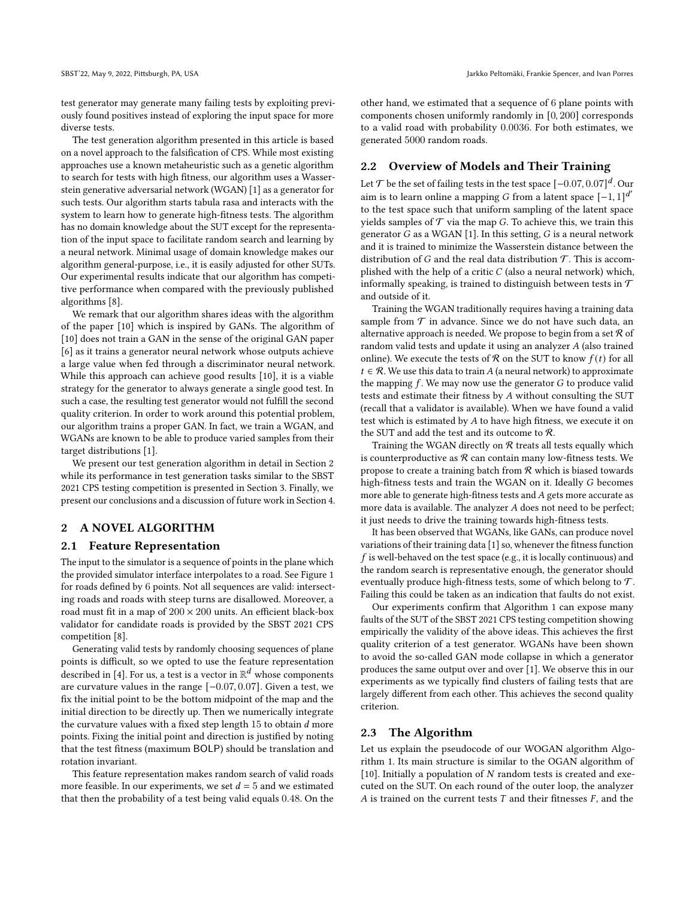test generator may generate many failing tests by exploiting previously found positives instead of exploring the input space for more diverse tests.

The test generation algorithm presented in this article is based on a novel approach to the falsification of CPS. While most existing approaches use a known metaheuristic such as a genetic algorithm to search for tests with high fitness, our algorithm uses a Wasserstein generative adversarial network (WGAN) [1] as a generator for such tests. Our algorithm starts tabula rasa and interacts with the system to learn how to generate high-fitness tests. The algorithm has no domain knowledge about the SUT except for the representation of the input space to facilitate random search and learning by a neural network. Minimal usage of domain knowledge makes our algorithm general-purpose, i.e., it is easily adjusted for other SUTs. Our experimental results indicate that our algorithm has competitive performance when compared with the previously published algorithms [8].

We remark that our algorithm shares ideas with the algorithm of the paper [10] which is inspired by GANs. The algorithm of [10] does not train a GAN in the sense of the original GAN paper [6] as it trains a generator neural network whose outputs achieve a large value when fed through a discriminator neural network. While this approach can achieve good results [10], it is a viable strategy for the generator to always generate a single good test. In such a case, the resulting test generator would not fulfill the second quality criterion. In order to work around this potential problem, our algorithm trains a proper GAN. In fact, we train a WGAN, and WGANs are known to be able to produce varied samples from their target distributions [1].

We present our test generation algorithm in detail in Section 2 while its performance in test generation tasks similar to the SBST 2021 CPS testing competition is presented in Section 3. Finally, we present our conclusions and a discussion of future work in Section 4.

## 2 A NOVEL ALGORITHM

### 2.1 Feature Representation

The input to the simulator is a sequence of points in the plane which the provided simulator interface interpolates to a road. See Figure 1 for roads defined by 6 points. Not all sequences are valid: intersecting roads and roads with steep turns are disallowed. Moreover, a road must fit in a map of $200 \times 200$ units. An efficient black-box validator for candidate roads is provided by the SBST 2021 CPS competition [8].

Generating valid tests by randomly choosing sequences of plane points is difficult, so we opted to use the feature representation described in [4]. For us, a test is a vector in $\mathbb{R}^d$ whose components are curvature values in the range $[-0.07, 0.07]$. Given a test, we fix the initial point to be the bottom midpoint of the map and the initial direction to be directly up. Then we numerically integrate the curvature values with a fixed step length 15 to obtain $d$ more points. Fixing the initial point and direction is justified by noting that the test fitness (maximum BOLP) should be translation and rotation invariant.

This feature representation makes random search of valid roads more feasible. In our experiments, we set $d = 5$ and we estimated that then the probability of a test being valid equals 0.48. On the other hand, we estimated that a sequence of 6 plane points with components chosen uniformly randomly in $[0, 200]$ corresponds to a valid road with probability 0.0036. For both estimates, we generated 5000 random roads.

### 2.2 Overview of Models and Their Training

Let $\mathcal{T}$ be the set of failing tests in the test space $[-0.07, 0.07]^d$. Our aim is to learn online a mapping $G$ from a latent space $[-1, 1]^{d'}$ to the test space such that uniform sampling of the latent space yields samples of $\mathcal{T}$ via the map $G$. To achieve this, we train this generator $G$ as a WGAN [1]. In this setting, $G$ is a neural network and it is trained to minimize the Wasserstein distance between the distribution of $G$ and the real data distribution $\mathcal{T}$. This is accomplished with the help of a critic $C$ (also a neural network) which, informally speaking, is trained to distinguish between tests in $\mathcal{T}$ and outside of it.

Training the WGAN traditionally requires having a training data sample from $\mathcal{T}$ in advance. Since we do not have such data, an alternative approach is needed. We propose to begin from a set $\mathcal{R}$ of random valid tests and update it using an analyzer $A$ (also trained online). We execute the tests of $\mathcal{R}$ on the SUT to know $f(t)$ for all $t \in \mathcal{R}$. We use this data to train $A$ (a neural network) to approximate the mapping $f$. We may now use the generator $G$ to produce valid tests and estimate their fitness by $A$ without consulting the SUT (recall that a validator is available). When we have found a valid test which is estimated by $A$ to have high fitness, we execute it on the SUT and add the test and its outcome to $\mathcal{R}$.

Training the WGAN directly on $\mathcal{R}$ treats all tests equally which is counterproductive as $\mathcal{R}$ can contain many low-fitness tests. We propose to create a training batch from $\mathcal{R}$ which is biased towards high-fitness tests and train the WGAN on it. Ideally $G$ becomes more able to generate high-fitness tests and $A$ gets more accurate as more data is available. The analyzer $A$ does not need to be perfect; it just needs to drive the training towards high-fitness tests.

It has been observed that WGANs, like GANs, can produce novel variations of their training data [1] so, whenever the fitness function $f$ is well-behaved on the test space (e.g., it is locally continuous) and the random search is representative enough, the generator should eventually produce high-fitness tests, some of which belong to $\mathcal{T}$. Failing this could be taken as an indication that faults do not exist.

Our experiments confirm that Algorithm 1 can expose many faults of the SUT of the SBST 2021 CPS testing competition showing empirically the validity of the above ideas. This achieves the first quality criterion of a test generator. WGANs have been shown to avoid the so-called GAN mode collapse in which a generator produces the same output over and over [1]. We observe this in our experiments as we typically find clusters of failing tests that are largely different from each other. This achieves the second quality criterion.

### 2.3 The Algorithm

Let us explain the pseudocode of our WOGAN algorithm Algorithm 1. Its main structure is similar to the OGAN algorithm of [10]. Initially a population of $N$ random tests is created and executed on the SUT. On each round of the outer loop, the analyzer $A$ is trained on the current tests $T$ and their fitnesses $F$, and the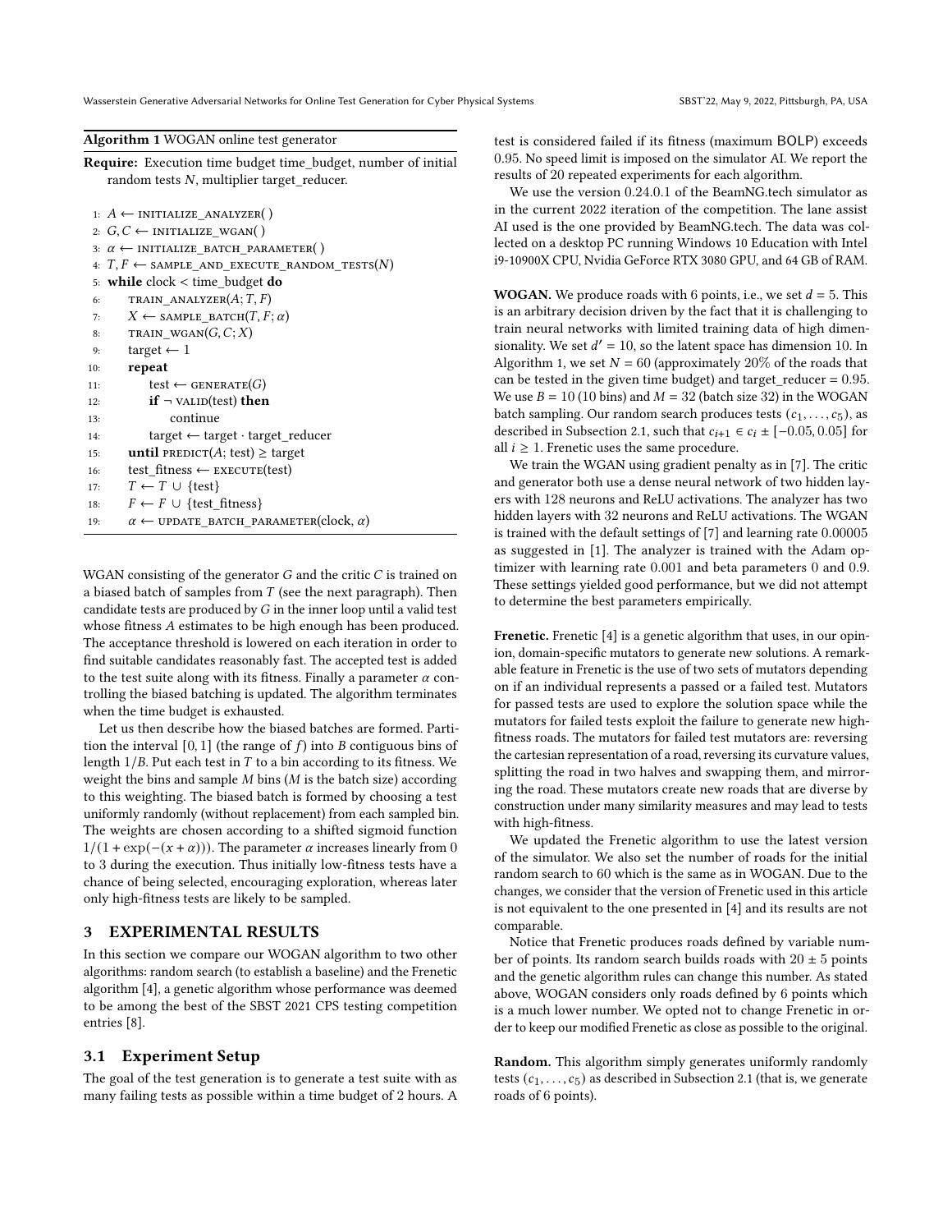**Algorithm 1** WOGAN online test generator

**Require:** Execution time budget time_budget, number of initial random tests $N$, multiplier target_reducer.

```
1:  A ← INITIALIZE_ANALYZER( )
2:  G, C ← INITIALIZE_WGAN( )
3:  α ← INITIALIZE_BATCH_PARAMETER( )
4:  T, F ← SAMPLE_AND_EXECUTE_RANDOM_TESTS(N)
5:  while clock < time_budget do
6:      TRAIN_ANALYZER(A; T, F)
7:      X ← SAMPLE_BATCH(T, F; α)
8:      TRAIN_WGAN(G, C; X)
9:      target ← 1
10:     repeat
11:         test ← GENERATE(G)
12:         if ¬ VALID(test) then
13:             continue
14:         target ← target · target_reducer
15:     until PREDICT(A; test) ≥ target
16:     test_fitness ← EXECUTE(test)
17:     T ← T ∪ {test}
18:     F ← F ∪ {test_fitness}
19:     α ← UPDATE_BATCH_PARAMETER(clock, α)
```

WGAN consisting of the generator $G$ and the critic $C$ is trained on a biased batch of samples from $T$ (see the next paragraph). Then candidate tests are produced by $G$ in the inner loop until a valid test whose fitness $A$ estimates to be high enough has been produced. The acceptance threshold is lowered on each iteration in order to find suitable candidates reasonably fast. The accepted test is added to the test suite along with its fitness. Finally a parameter $\alpha$ controlling the biased batching is updated. The algorithm terminates when the time budget is exhausted.

Let us then describe how the biased batches are formed. Partition the interval $[0, 1]$ (the range of $f$) into $B$ contiguous bins of length $1/B$. Put each test in $T$ to a bin according to its fitness. We weight the bins and sample $M$ bins ($M$ is the batch size) according to this weighting. The biased batch is formed by choosing a test uniformly randomly (without replacement) from each sampled bin. The weights are chosen according to a shifted sigmoid function $1/(1 + \exp(-(x + \alpha)))$. The parameter $\alpha$ increases linearly from 0 to 3 during the execution. Thus initially low-fitness tests have a chance of being selected, encouraging exploration, whereas later only high-fitness tests are likely to be sampled.

## 3 EXPERIMENTAL RESULTS

In this section we compare our WOGAN algorithm to two other algorithms: random search (to establish a baseline) and the Frenetic algorithm [4], a genetic algorithm whose performance was deemed to be among the best of the SBST 2021 CPS testing competition entries [8].

### 3.1 Experiment Setup

The goal of the test generation is to generate a test suite with as many failing tests as possible within a time budget of 2 hours. A test is considered failed if its fitness (maximum BOLP) exceeds 0.95. No speed limit is imposed on the simulator AI. We report the results of 20 repeated experiments for each algorithm.

We use the version 0.24.0.1 of the BeamNG.tech simulator as in the current 2022 iteration of the competition. The lane assist AI used is the one provided by BeamNG.tech. The data was collected on a desktop PC running Windows 10 Education with Intel i9-10900X CPU, Nvidia GeForce RTX 3080 GPU, and 64 GB of RAM.

**WOGAN.** We produce roads with 6 points, i.e., we set $d = 5$. This is an arbitrary decision driven by the fact that it is challenging to train neural networks with limited training data of high dimensionality. We set $d' = 10$, so the latent space has dimension 10. In Algorithm 1, we set $N = 60$ (approximately 20% of the roads that can be tested in the given time budget) and target_reducer = 0.95. We use $B = 10$ (10 bins) and $M = 32$ (batch size 32) in the WOGAN batch sampling. Our random search produces tests $(c_1, \ldots, c_5)$, as described in Subsection 2.1, such that $c_{i+1} \in c_i \pm [-0.05, 0.05]$ for all $i \geq 1$. Frenetic uses the same procedure.

We train the WGAN using gradient penalty as in [7]. The critic and generator both use a dense neural network of two hidden layers with 128 neurons and ReLU activations. The analyzer has two hidden layers with 32 neurons and ReLU activations. The WGAN is trained with the default settings of [7] and learning rate 0.00005 as suggested in [1]. The analyzer is trained with the Adam optimizer with learning rate 0.001 and beta parameters 0 and 0.9. These settings yielded good performance, but we did not attempt to determine the best parameters empirically.

**Frenetic.** Frenetic [4] is a genetic algorithm that uses, in our opinion, domain-specific mutators to generate new solutions. A remarkable feature in Frenetic is the use of two sets of mutators depending on if an individual represents a passed or a failed test. Mutators for passed tests are used to explore the solution space while the mutators for failed tests exploit the failure to generate new high-fitness roads. The mutators for failed test mutators are: reversing the cartesian representation of a road, reversing its curvature values, splitting the road in two halves and swapping them, and mirroring the road. These mutators create new roads that are diverse by construction under many similarity measures and may lead to tests with high-fitness.

We updated the Frenetic algorithm to use the latest version of the simulator. We also set the number of roads for the initial random search to 60 which is the same as in WOGAN. Due to the changes, we consider that the version of Frenetic used in this article is not equivalent to the one presented in [4] and its results are not comparable.

Notice that Frenetic produces roads defined by variable number of points. Its random search builds roads with $20 \pm 5$ points and the genetic algorithm rules can change this number. As stated above, WOGAN considers only roads defined by 6 points which is a much lower number. We opted not to change Frenetic in order to keep our modified Frenetic as close as possible to the original.

**Random.** This algorithm simply generates uniformly randomly tests $(c_1, \ldots, c_5)$ as described in Subsection 2.1 (that is, we generate roads of 6 points).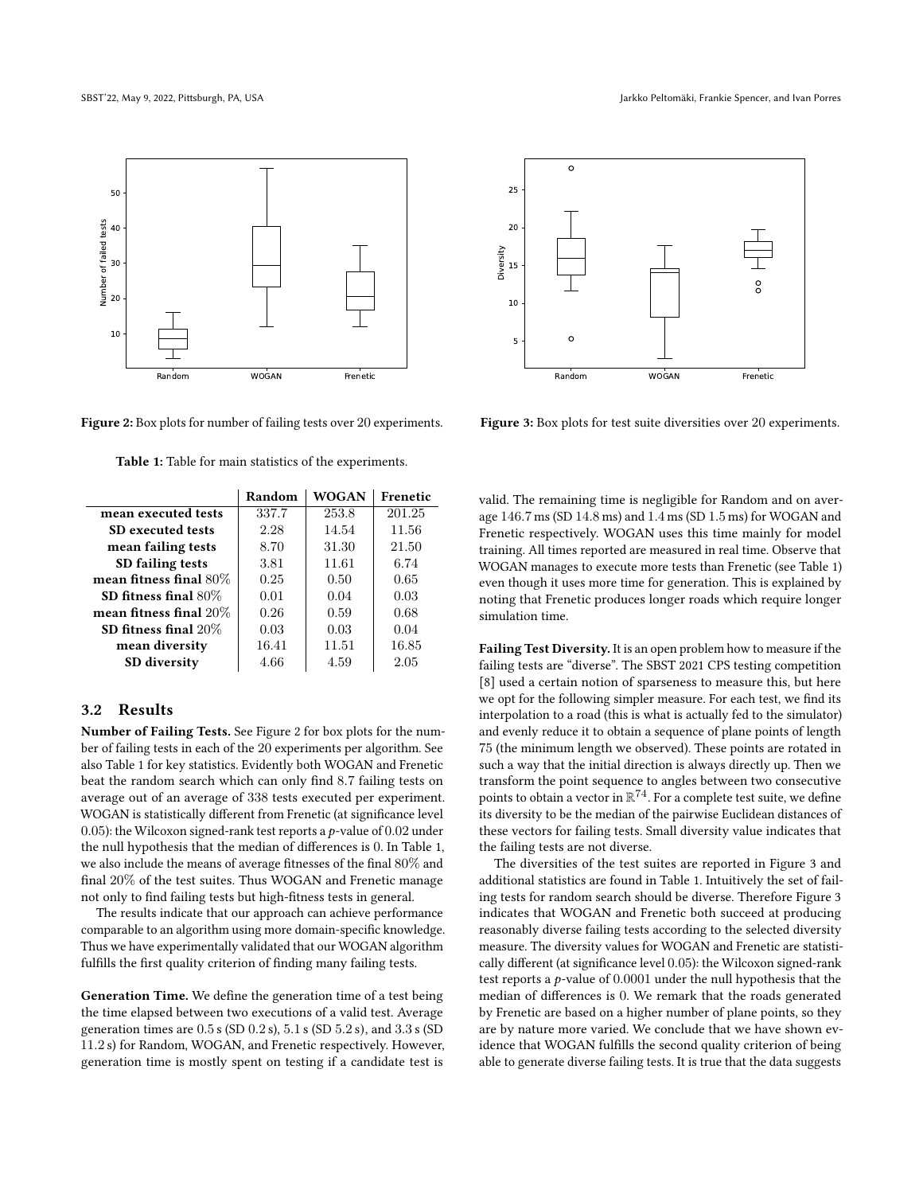Figure 2: Box plots for number of failing tests over 20 experiments.

Figure 3: Box plots for test suite diversities over 20 experiments.

Table 1: Table for main statistics of the experiments.

| | Random | WOGAN | Frenetic |
|---|---|---|---|
| mean executed tests | 337.7 | 253.8 | 201.25 |
| SD executed tests | 2.28 | 14.54 | 11.56 |
| mean failing tests | 8.70 | 31.30 | 21.50 |
| SD failing tests | 3.81 | 11.61 | 6.74 |
| mean fitness final 80% | 0.25 | 0.50 | 0.65 |
| SD fitness final 80% | 0.01 | 0.04 | 0.03 |
| mean fitness final 20% | 0.26 | 0.59 | 0.68 |
| SD fitness final 20% | 0.03 | 0.03 | 0.04 |
| mean diversity | 16.41 | 11.51 | 16.85 |
| SD diversity | 4.66 | 4.59 | 2.05 |

## 3.2 Results

**Number of Failing Tests.** See Figure 2 for box plots for the number of failing tests in each of the 20 experiments per algorithm. See also Table 1 for key statistics. Evidently both WOGAN and Frenetic beat the random search which can only find 8.7 failing tests on average out of an average of 338 tests executed per experiment. WOGAN is statistically different from Frenetic (at significance level 0.05): the Wilcoxon signed-rank test reports a $p$-value of 0.02 under the null hypothesis that the median of differences is 0. In Table 1, we also include the means of average fitnesses of the final 80% and final 20% of the test suites. Thus WOGAN and Frenetic manage not only to find failing tests but high-fitness tests in general.

The results indicate that our approach can achieve performance comparable to an algorithm using more domain-specific knowledge. Thus we have experimentally validated that our WOGAN algorithm fulfills the first quality criterion of finding many failing tests.

**Generation Time.** We define the generation time of a test being the time elapsed between two executions of a valid test. Average generation times are 0.5 s (SD 0.2 s), 5.1 s (SD 5.2 s), and 3.3 s (SD 11.2 s) for Random, WOGAN, and Frenetic respectively. However, generation time is mostly spent on testing if a candidate test is valid. The remaining time is negligible for Random and on average 146.7 ms (SD 14.8 ms) and 1.4 ms (SD 1.5 ms) for WOGAN and Frenetic respectively. WOGAN uses this time mainly for model training. All times reported are measured in real time. Observe that WOGAN manages to execute more tests than Frenetic (see Table 1) even though it uses more time for generation. This is explained by noting that Frenetic produces longer roads which require longer simulation time.

**Failing Test Diversity.** It is an open problem how to measure if the failing tests are "diverse". The SBST 2021 CPS testing competition [8] used a certain notion of sparseness to measure this, but here we opt for the following simpler measure. For each test, we find its interpolation to a road (this is what is actually fed to the simulator) and evenly reduce it to obtain a sequence of plane points of length 75 (the minimum length we observed). These points are rotated in such a way that the initial direction is always directly up. Then we transform the point sequence to angles between two consecutive points to obtain a vector in $\mathbb{R}^{74}$. For a complete test suite, we define its diversity to be the median of the pairwise Euclidean distances of these vectors for failing tests. Small diversity value indicates that the failing tests are not diverse.

The diversities of the test suites are reported in Figure 3 and additional statistics are found in Table 1. Intuitively the set of failing tests for random search should be diverse. Therefore Figure 3 indicates that WOGAN and Frenetic both succeed at producing reasonably diverse failing tests according to the selected diversity measure. The diversity values for WOGAN and Frenetic are statistically different (at significance level 0.05): the Wilcoxon signed-rank test reports a $p$-value of 0.0001 under the null hypothesis that the median of differences is 0. We remark that the roads generated by Frenetic are based on a higher number of plane points, so they are by nature more varied. We conclude that we have shown evidence that WOGAN fulfills the second quality criterion of being able to generate diverse failing tests. It is true that the data suggests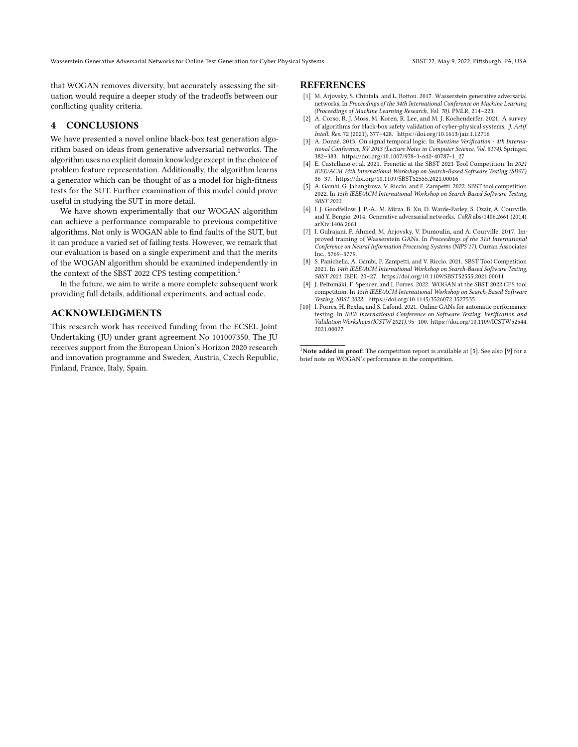that WOGAN removes diversity, but accurately assessing the situation would require a deeper study of the tradeoffs between our conflicting quality criteria.

## 4 CONCLUSIONS

We have presented a novel online black-box test generation algorithm based on ideas from generative adversarial networks. The algorithm uses no explicit domain knowledge except in the choice of problem feature representation. Additionally, the algorithm learns a generator which can be thought of as a model for high-fitness tests for the SUT. Further examination of this model could prove useful in studying the SUT in more detail.

We have shown experimentally that our WOGAN algorithm can achieve a performance comparable to previous competitive algorithms. Not only is WOGAN able to find faults of the SUT, but it can produce a varied set of failing tests. However, we remark that our evaluation is based on a single experiment and that the merits of the WOGAN algorithm should be examined independently in the context of the SBST 2022 CPS testing competition.[1]

In the future, we aim to write a more complete subsequent work providing full details, additional experiments, and actual code.

## ACKNOWLEDGMENTS

This research work has received funding from the ECSEL Joint Undertaking (JU) under grant agreement No 101007350. The JU receives support from the European Union's Horizon 2020 research and innovation programme and Sweden, Austria, Czech Republic, Finland, France, Italy, Spain.

## REFERENCES

[1] M. Arjovsky, S. Chintala, and L. Bottou. 2017. Wasserstein generative adversarial networks. In *Proceedings of the 34th International Conference on Machine Learning (Proceedings of Machine Learning Research, Vol. 70)*. PMLR, 214–223.

[2] A. Corso, R. J. Moss, M. Koren, R. Lee, and M. J. Kochenderfer. 2021. A survey of algorithms for black-box safety validation of cyber-physical systems. *J. Artif. Intell. Res.* 72 (2021), 377–428. https://doi.org/10.1613/jair.1.12716

[3] A. Donzé. 2013. On signal temporal logic. In *Runtime Verification - 4th International Conference, RV 2013 (Lecture Notes in Computer Science, Vol. 8174)*. Springer, 382–383. https://doi.org/10.1007/978-3-642-40787-1_27

[4] E. Castellano et al. 2021. Frenetic at the SBST 2021 Tool Competition. In *2021 IEEE/ACM 14th International Workshop on Search-Based Software Testing (SBST)*. 36–37. https://doi.org/10.1109/SBST52555.2021.00016

[5] A. Gambi, G. Jahangirova, V. Riccio, and F. Zampetti. 2022. SBST tool competition 2022. In *15th IEEE/ACM International Workshop on Search-Based Software Testing, SBST 2022*.

[6] I. J. Goodfellow, J. P.-A., M. Mirza, B. Xu, D. Warde-Farley, S. Ozair, A. Courville, and Y. Bengio. 2014. Generative adversarial networks. *CoRR* abs/1406.2661 (2014). arXiv:1406.2661

[7] I. Gulrajani, F. Ahmed, M. Arjovsky, V. Dumoulin, and A. Courville. 2017. Improved training of Wasserstein GANs. In *Proceedings of the 31st International Conference on Neural Information Processing Systems (NIPS'17)*. Curran Associates Inc., 5769–5779.

[8] S. Panichella, A. Gambi, F. Zampetti, and V. Riccio. 2021. SBST Tool Competition 2021. In *14th IEEE/ACM International Workshop on Search-Based Software Testing, SBST 2021*. IEEE, 20–27. https://doi.org/10.1109/SBST52555.2021.00011

[9] J. Peltomäki, F. Spencer, and I. Porres. 2022. WOGAN at the SBST 2022 CPS tool competition. In *15th IEEE/ACM International Workshop on Search-Based Software Testing, SBST 2022*. https://doi.org/10.1145/3526072.3527535

[10] I. Porres, H. Rexha, and S. Lafond. 2021. Online GANs for automatic performance testing. In *IEEE International Conference on Software Testing, Verification and Validation Workshops (ICSTW 2021)*. 95–100. https://doi.org/10.1109/ICSTW52544.2021.00027

[1] **Note added in proof:** The competition report is available at [5]. See also [9] for a brief note on WOGAN's performance in the competition.